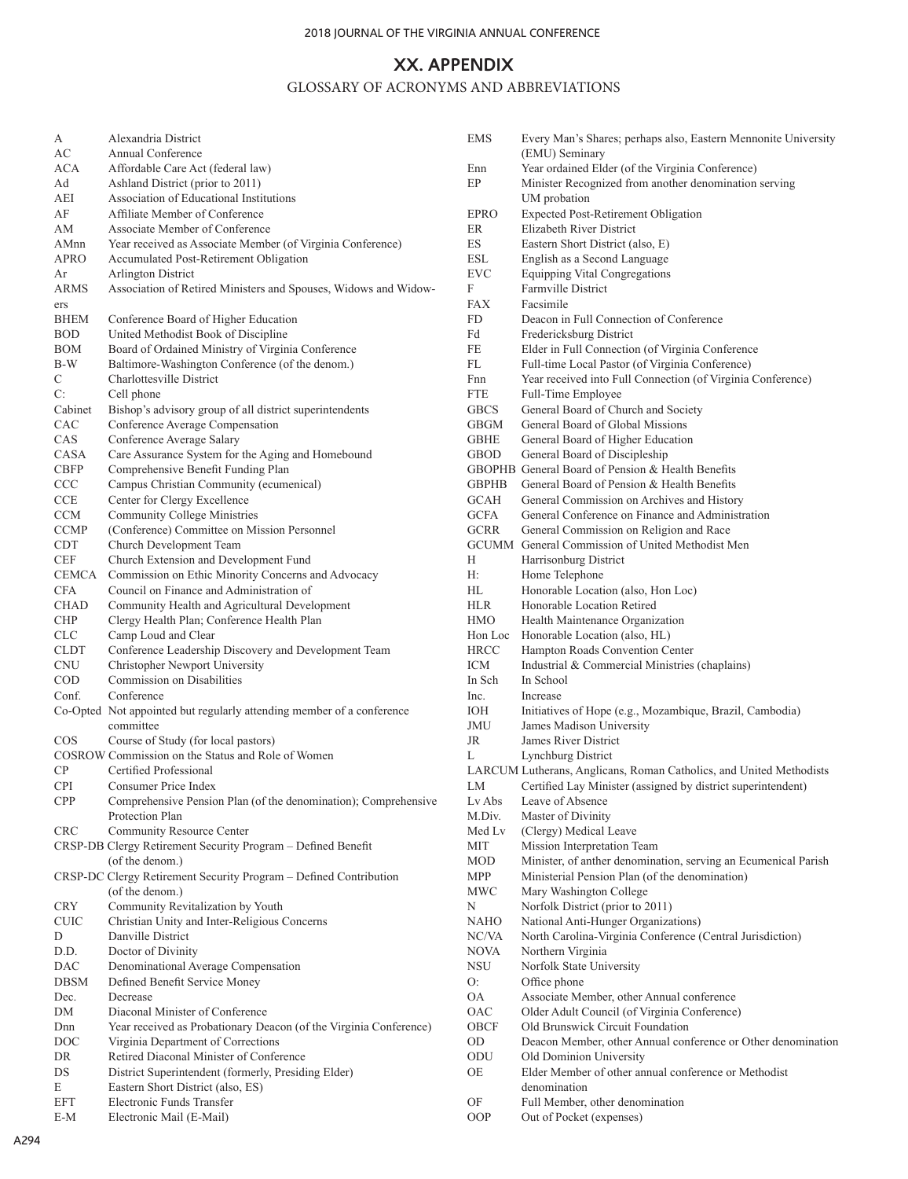# XX. APPENDIX

## GLOSSARY OF ACRONYMS AND ABBREVIATIONS

| | |
|---|---|
| A | Alexandria District |
| AC | Annual Conference |
| ACA | Affordable Care Act (federal law) |
| Ad | Ashland District (prior to 2011) |
| AEI | Association of Educational Institutions |
| AF | Affiliate Member of Conference |
| AM | Associate Member of Conference |
| AMnn | Year received as Associate Member (of Virginia Conference) |
| APRO | Accumulated Post-Retirement Obligation |
| Ar | Arlington District |
| ARMS | Association of Retired Ministers and Spouses, Widows and Widowers |
| BHEM | Conference Board of Higher Education |
| BOD | United Methodist Book of Discipline |
| BOM | Board of Ordained Ministry of Virginia Conference |
| B-W | Baltimore-Washington Conference (of the denom.) |
| C | Charlottesville District |
| C: | Cell phone |
| Cabinet | Bishop's advisory group of all district superintendents |
| CAC | Conference Average Compensation |
| CAS | Conference Average Salary |
| CASA | Care Assurance System for the Aging and Homebound |
| CBFP | Comprehensive Benefit Funding Plan |
| CCC | Campus Christian Community (ecumenical) |
| CCE | Center for Clergy Excellence |
| CCM | Community College Ministries |
| CCMP | (Conference) Committee on Mission Personnel |
| CDT | Church Development Team |
| CEF | Church Extension and Development Fund |
| CEMCA | Commission on Ethic Minority Concerns and Advocacy |
| CFA | Council on Finance and Administration of |
| CHAD | Community Health and Agricultural Development |
| CHP | Clergy Health Plan; Conference Health Plan |
| CLC | Camp Loud and Clear |
| CLDT | Conference Leadership Discovery and Development Team |
| CNU | Christopher Newport University |
| COD | Commission on Disabilities |
| Conf. | Conference |
| Co-Opted | Not appointed but regularly attending member of a conference committee |
| COS | Course of Study (for local pastors) |
| COSROW | Commission on the Status and Role of Women |
| CP | Certified Professional |
| CPI | Consumer Price Index |
| CPP | Comprehensive Pension Plan (of the denomination); Comprehensive Protection Plan |
| CRC | Community Resource Center |
| CRSP-DB | Clergy Retirement Security Program – Defined Benefit (of the denom.) |
| CRSP-DC | Clergy Retirement Security Program – Defined Contribution (of the denom.) |
| CRY | Community Revitalization by Youth |
| CUIC | Christian Unity and Inter-Religious Concerns |
| D | Danville District |
| D.D. | Doctor of Divinity |
| DAC | Denominational Average Compensation |
| DBSM | Defined Benefit Service Money |
| Dec. | Decrease |
| DM | Diaconal Minister of Conference |
| Dnn | Year received as Probationary Deacon (of the Virginia Conference) |
| DOC | Virginia Department of Corrections |
| DR | Retired Diaconal Minister of Conference |
| DS | District Superintendent (formerly, Presiding Elder) |
| E | Eastern Short District (also, ES) |
| EFT | Electronic Funds Transfer |
| E-M | Electronic Mail (E-Mail) |
| EMS | Every Man's Shares; perhaps also, Eastern Mennonite University (EMU) Seminary |
| Enn | Year ordained Elder (of the Virginia Conference) |
| EP | Minister Recognized from another denomination serving UM probation |
| EPRO | Expected Post-Retirement Obligation |
| ER | Elizabeth River District |
| ES | Eastern Short District (also, E) |
| ESL | English as a Second Language |
| EVC | Equipping Vital Congregations |
| F | Farmville District |
| FAX | Facsimile |
| FD | Deacon in Full Connection of Conference |
| Fd | Fredericksburg District |
| FE | Elder in Full Connection (of Virginia Conference |
| FL | Full-time Local Pastor (of Virginia Conference) |
| Fnn | Year received into Full Connection (of Virginia Conference) |
| FTE | Full-Time Employee |
| GBCS | General Board of Church and Society |
| GBGM | General Board of Global Missions |
| GBHE | General Board of Higher Education |
| GBOD | General Board of Discipleship |
| GBOPHB | General Board of Pension & Health Benefits |
| GBPHB | General Board of Pension & Health Benefits |
| GCAH | General Commission on Archives and History |
| GCFA | General Conference on Finance and Administration |
| GCRR | General Commission on Religion and Race |
| GCUMM | General Commission of United Methodist Men |
| H | Harrisonburg District |
| H: | Home Telephone |
| HL | Honorable Location (also, Hon Loc) |
| HLR | Honorable Location Retired |
| HMO | Health Maintenance Organization |
| Hon Loc | Honorable Location (also, HL) |
| HRCC | Hampton Roads Convention Center |
| ICM | Industrial & Commercial Ministries (chaplains) |
| In Sch | In School |
| Inc. | Increase |
| IOH | Initiatives of Hope (e.g., Mozambique, Brazil, Cambodia) |
| JMU | James Madison University |
| JR | James River District |
| L | Lynchburg District |
| LARCUM | Lutherans, Anglicans, Roman Catholics, and United Methodists |
| LM | Certified Lay Minister (assigned by district superintendent) |
| Lv Abs | Leave of Absence |
| M.Div. | Master of Divinity |
| Med Lv | (Clergy) Medical Leave |
| MIT | Mission Interpretation Team |
| MOD | Minister, of anther denomination, serving an Ecumenical Parish |
| MPP | Ministerial Pension Plan (of the denomination) |
| MWC | Mary Washington College |
| N | Norfolk District (prior to 2011) |
| NAHO | National Anti-Hunger Organizations) |
| NC/VA | North Carolina-Virginia Conference (Central Jurisdiction) |
| NOVA | Northern Virginia |
| NSU | Norfolk State University |
| O: | Office phone |
| OA | Associate Member, other Annual conference |
| OAC | Older Adult Council (of Virginia Conference) |
| OBCF | Old Brunswick Circuit Foundation |
| OD | Deacon Member, other Annual conference or Other denomination |
| ODU | Old Dominion University |
| OE | Elder Member of other annual conference or Methodist denomination |
| OF | Full Member, other denomination |
| OOP | Out of Pocket (expenses) |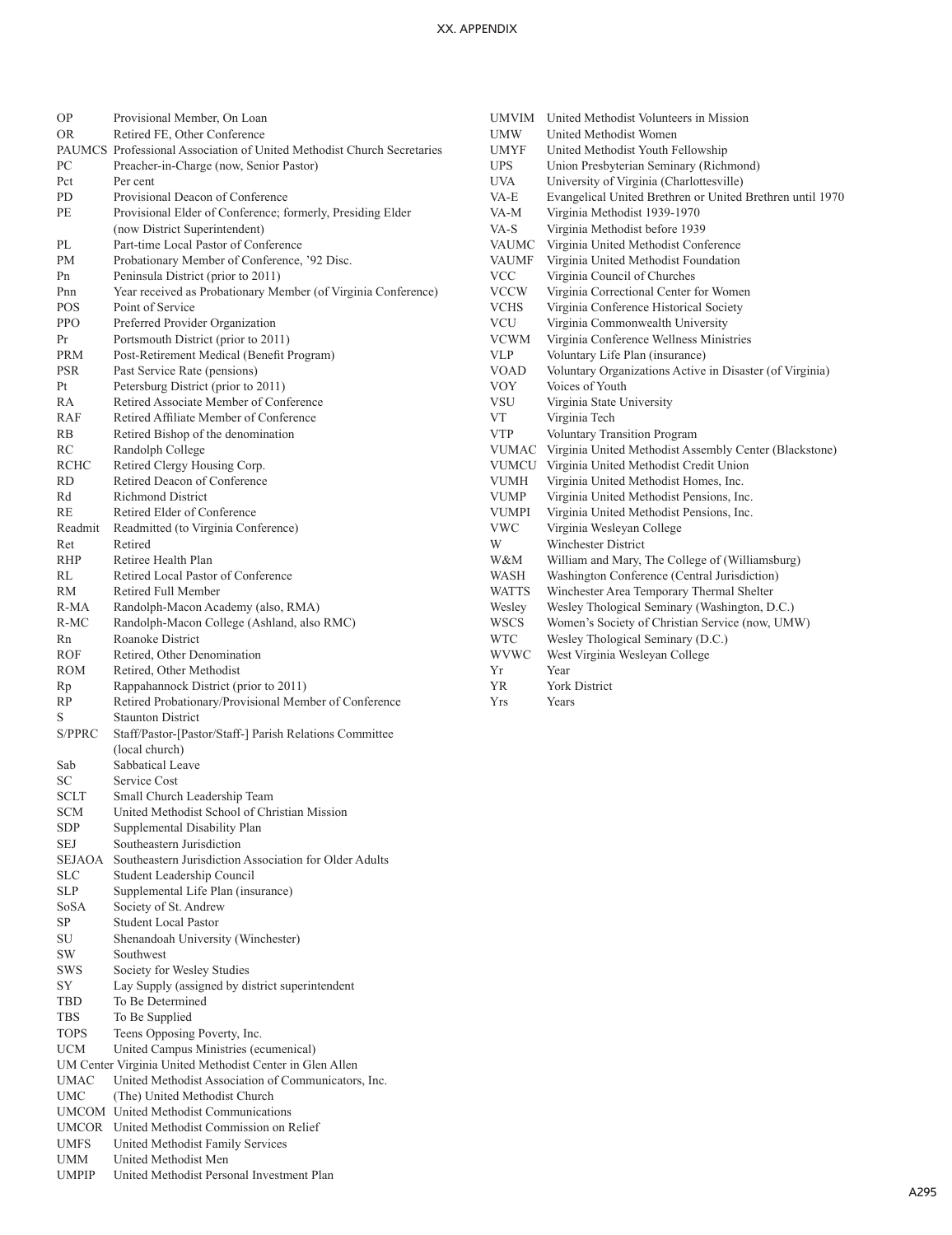| | |
|---|---|
| OP | Provisional Member, On Loan |
| OR | Retired FE, Other Conference |
| PAUMCS | Professional Association of United Methodist Church Secretaries |
| PC | Preacher-in-Charge (now, Senior Pastor) |
| Pct | Per cent |
| PD | Provisional Deacon of Conference |
| PE | Provisional Elder of Conference; formerly, Presiding Elder (now District Superintendent) |
| PL | Part-time Local Pastor of Conference |
| PM | Probationary Member of Conference, '92 Disc. |
| Pn | Peninsula District (prior to 2011) |
| Pnn | Year received as Probationary Member (of Virginia Conference) |
| POS | Point of Service |
| PPO | Preferred Provider Organization |
| Pr | Portsmouth District (prior to 2011) |
| PRM | Post-Retirement Medical (Benefit Program) |
| PSR | Past Service Rate (pensions) |
| Pt | Petersburg District (prior to 2011) |
| RA | Retired Associate Member of Conference |
| RAF | Retired Affiliate Member of Conference |
| RB | Retired Bishop of the denomination |
| RC | Randolph College |
| RCHC | Retired Clergy Housing Corp. |
| RD | Retired Deacon of Conference |
| Rd | Richmond District |
| RE | Retired Elder of Conference |
| Readmit | Readmitted (to Virginia Conference) |
| Ret | Retired |
| RHP | Retiree Health Plan |
| RL | Retired Local Pastor of Conference |
| RM | Retired Full Member |
| R-MA | Randolph-Macon Academy (also, RMA) |
| R-MC | Randolph-Macon College (Ashland, also RMC) |
| Rn | Roanoke District |
| ROF | Retired, Other Denomination |
| ROM | Retired, Other Methodist |
| Rp | Rappahannock District (prior to 2011) |
| RP | Retired Probationary/Provisional Member of Conference |
| S | Staunton District |
| S/PPRC | Staff/Pastor-[Pastor/Staff-] Parish Relations Committee (local church) |
| Sab | Sabbatical Leave |
| SC | Service Cost |
| SCLT | Small Church Leadership Team |
| SCM | United Methodist School of Christian Mission |
| SDP | Supplemental Disability Plan |
| SEJ | Southeastern Jurisdiction |
| SEJAOA | Southeastern Jurisdiction Association for Older Adults |
| SLC | Student Leadership Council |
| SLP | Supplemental Life Plan (insurance) |
| SoSA | Society of St. Andrew |
| SP | Student Local Pastor |
| SU | Shenandoah University (Winchester) |
| SW | Southwest |
| SWS | Society for Wesley Studies |
| SY | Lay Supply (assigned by district superintendent |
| TBD | To Be Determined |
| TBS | To Be Supplied |
| TOPS | Teens Opposing Poverty, Inc. |
| UCM | United Campus Ministries (ecumenical) |
| UM Center | Virginia United Methodist Center in Glen Allen |
| UMAC | United Methodist Association of Communicators, Inc. |
| UMC | (The) United Methodist Church |
| UMCOM | United Methodist Communications |
| UMCOR | United Methodist Commission on Relief |
| UMFS | United Methodist Family Services |
| UMM | United Methodist Men |
| UMPIP | United Methodist Personal Investment Plan |
| UMVIM | United Methodist Volunteers in Mission |
| UMW | United Methodist Women |
| UMYF | United Methodist Youth Fellowship |
| UPS | Union Presbyterian Seminary (Richmond) |
| UVA | University of Virginia (Charlottesville) |
| VA-E | Evangelical United Brethren or United Brethren until 1970 |
| VA-M | Virginia Methodist 1939-1970 |
| VA-S | Virginia Methodist before 1939 |
| VAUMC | Virginia United Methodist Conference |
| VAUMF | Virginia United Methodist Foundation |
| VCC | Virginia Council of Churches |
| VCCW | Virginia Correctional Center for Women |
| VCHS | Virginia Conference Historical Society |
| VCU | Virginia Commonwealth University |
| VCWM | Virginia Conference Wellness Ministries |
| VLP | Voluntary Life Plan (insurance) |
| VOAD | Voluntary Organizations Active in Disaster (of Virginia) |
| VOY | Voices of Youth |
| VSU | Virginia State University |
| VT | Virginia Tech |
| VTP | Voluntary Transition Program |
| VUMAC | Virginia United Methodist Assembly Center (Blackstone) |
| VUMCU | Virginia United Methodist Credit Union |
| VUMH | Virginia United Methodist Homes, Inc. |
| VUMP | Virginia United Methodist Pensions, Inc. |
| VUMPI | Virginia United Methodist Pensions, Inc. |
| VWC | Virginia Wesleyan College |
| W | Winchester District |
| W&M | William and Mary, The College of (Williamsburg) |
| WASH | Washington Conference (Central Jurisdiction) |
| WATTS | Winchester Area Temporary Thermal Shelter |
| Wesley | Wesley Thological Seminary (Washington, D.C.) |
| WSCS | Women's Society of Christian Service (now, UMW) |
| WTC | Wesley Thological Seminary (D.C.) |
| WVWC | West Virginia Wesleyan College |
| Yr | Year |
| YR | York District |
| Yrs | Years |